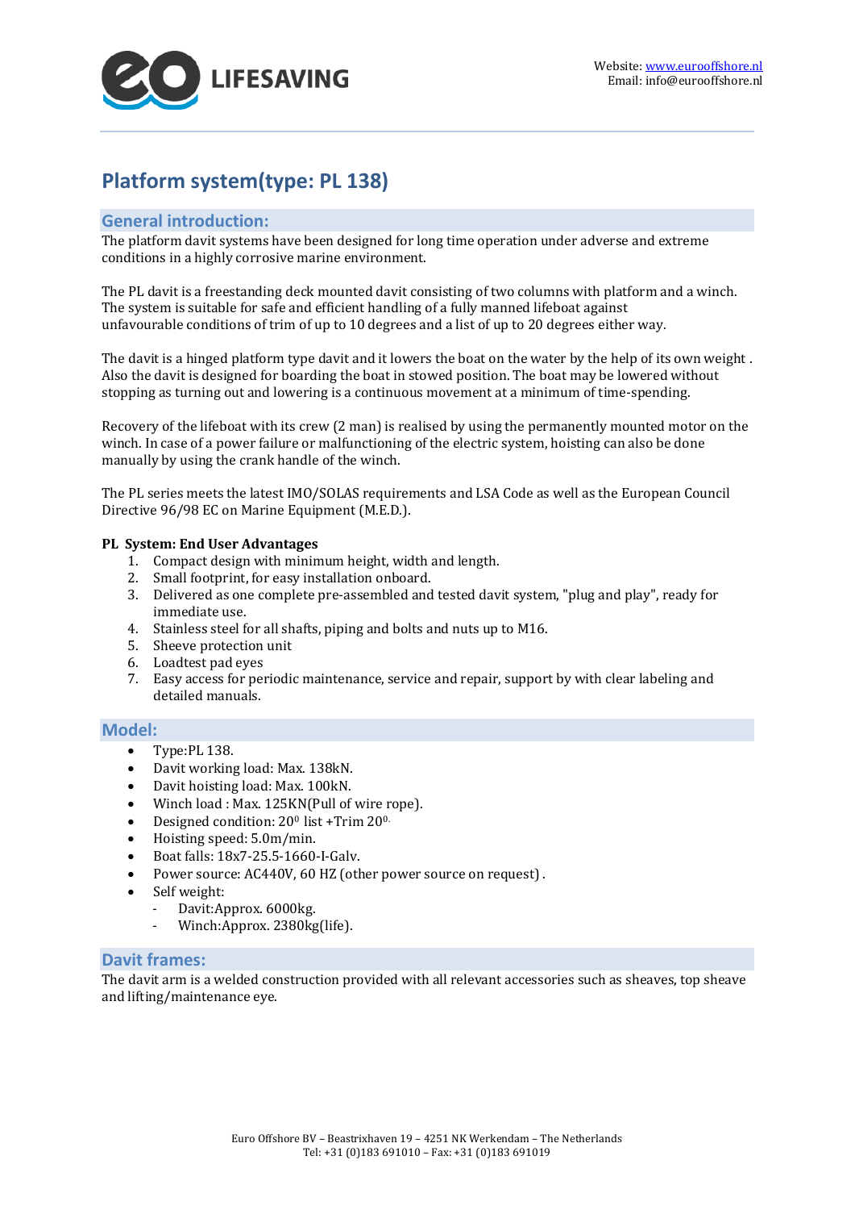# Platform system(type: PL 138)

## General introduction:

The platform davit systems have been designed for long time operation under adverse and extreme conditions in a highly corrosive marine environment.

The PL davit is a freestanding deck mounted davit consisting of two columns with platform and a winch. The system is suitable for safe and efficient handling of a fully manned lifeboat against unfavourable conditions of trim of up to 10 degrees and a list of up to 20 degrees either way.

The davit is a hinged platform type davit and it lowers the boat on the water by the help of its own weight . Also the davit is designed for boarding the boat in stowed position. The boat may be lowered without stopping as turning out and lowering is a continuous movement at a minimum of time-spending.

Recovery of the lifeboat with its crew (2 man) is realised by using the permanently mounted motor on the winch. In case of a power failure or malfunctioning of the electric system, hoisting can also be done manually by using the crank handle of the winch.

The PL series meets the latest IMO/SOLAS requirements and LSA Code as well as the European Council Directive 96/98 EC on Marine Equipment (M.E.D.).

**PL System: End User Advantages**

1. Compact design with minimum height, width and length.
2. Small footprint, for easy installation onboard.
3. Delivered as one complete pre-assembled and tested davit system, "plug and play", ready for immediate use.
4. Stainless steel for all shafts, piping and bolts and nuts up to M16.
5. Sheeve protection unit
6. Loadtest pad eyes
7. Easy access for periodic maintenance, service and repair, support by with clear labeling and detailed manuals.

## Model:

- Type:PL 138.
- Davit working load: Max. 138kN.
- Davit hoisting load: Max. 100kN.
- Winch load : Max. 125KN(Pull of wire rope).
- Designed condition: $20^0$ list +Trim $20^{0.}$
- Hoisting speed: 5.0m/min.
- Boat falls: 18x7-25.5-1660-I-Galv.
- Power source: AC440V, 60 HZ (other power source on request) .
- Self weight:
  - Davit:Approx. 6000kg.
  - Winch:Approx. 2380kg(life).

## Davit frames:

The davit arm is a welded construction provided with all relevant accessories such as sheaves, top sheave and lifting/maintenance eye.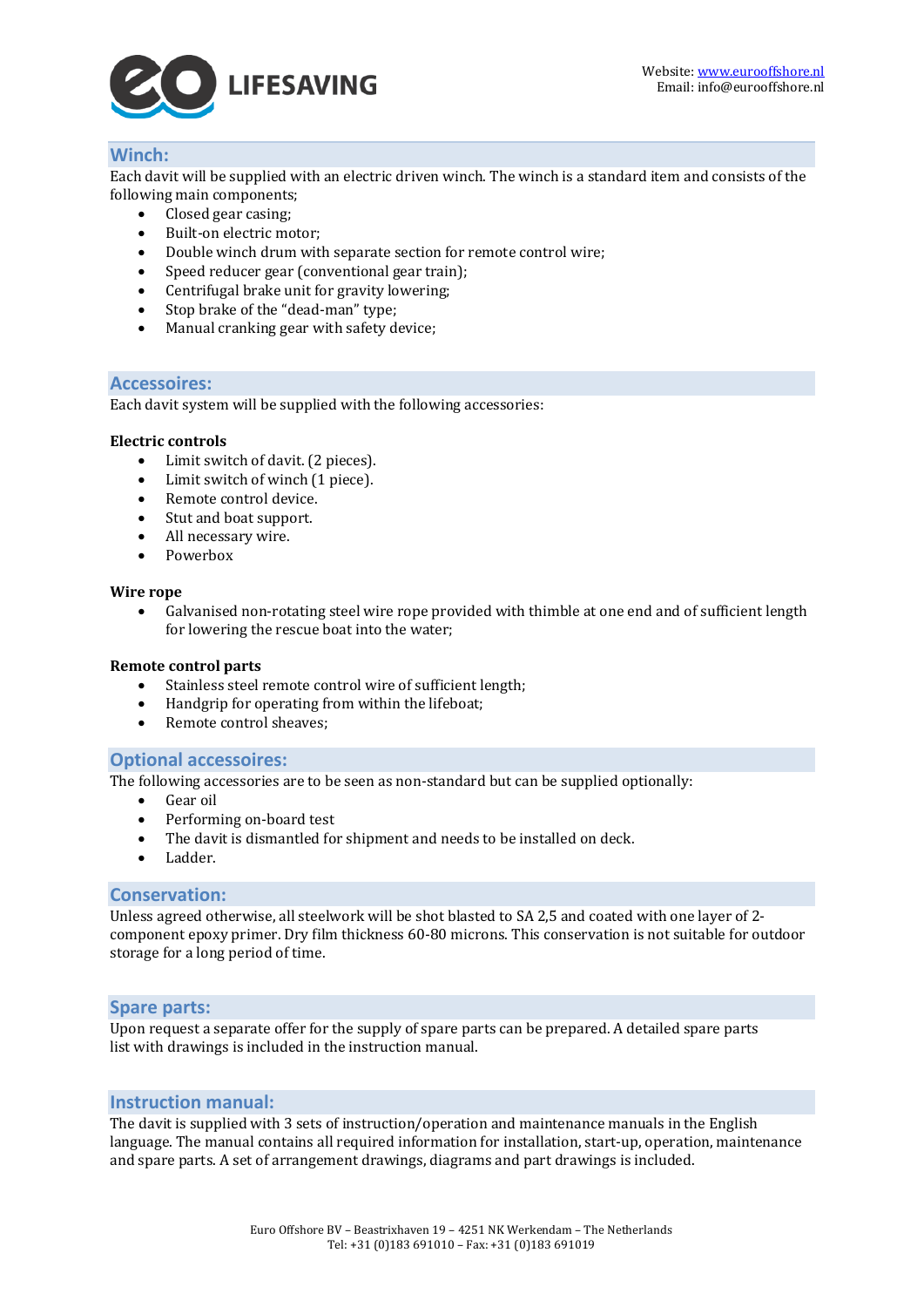## Winch:

Each davit will be supplied with an electric driven winch. The winch is a standard item and consists of the following main components;

- Closed gear casing;
- Built-on electric motor;
- Double winch drum with separate section for remote control wire;
- Speed reducer gear (conventional gear train);
- Centrifugal brake unit for gravity lowering;
- Stop brake of the "dead-man" type;
- Manual cranking gear with safety device;

## Accessoires:

Each davit system will be supplied with the following accessories:

**Electric controls**

- Limit switch of davit. (2 pieces).
- Limit switch of winch (1 piece).
- Remote control device.
- Stut and boat support.
- All necessary wire.
- Powerbox

**Wire rope**

- Galvanised non-rotating steel wire rope provided with thimble at one end and of sufficient length for lowering the rescue boat into the water;

**Remote control parts**

- Stainless steel remote control wire of sufficient length;
- Handgrip for operating from within the lifeboat;
- Remote control sheaves;

## Optional accessoires:

The following accessories are to be seen as non-standard but can be supplied optionally:

- Gear oil
- Performing on-board test
- The davit is dismantled for shipment and needs to be installed on deck.
- Ladder.

## Conservation:

Unless agreed otherwise, all steelwork will be shot blasted to SA 2,5 and coated with one layer of 2-component epoxy primer. Dry film thickness 60-80 microns. This conservation is not suitable for outdoor storage for a long period of time.

## Spare parts:

Upon request a separate offer for the supply of spare parts can be prepared. A detailed spare parts list with drawings is included in the instruction manual.

## Instruction manual:

The davit is supplied with 3 sets of instruction/operation and maintenance manuals in the English language. The manual contains all required information for installation, start-up, operation, maintenance and spare parts. A set of arrangement drawings, diagrams and part drawings is included.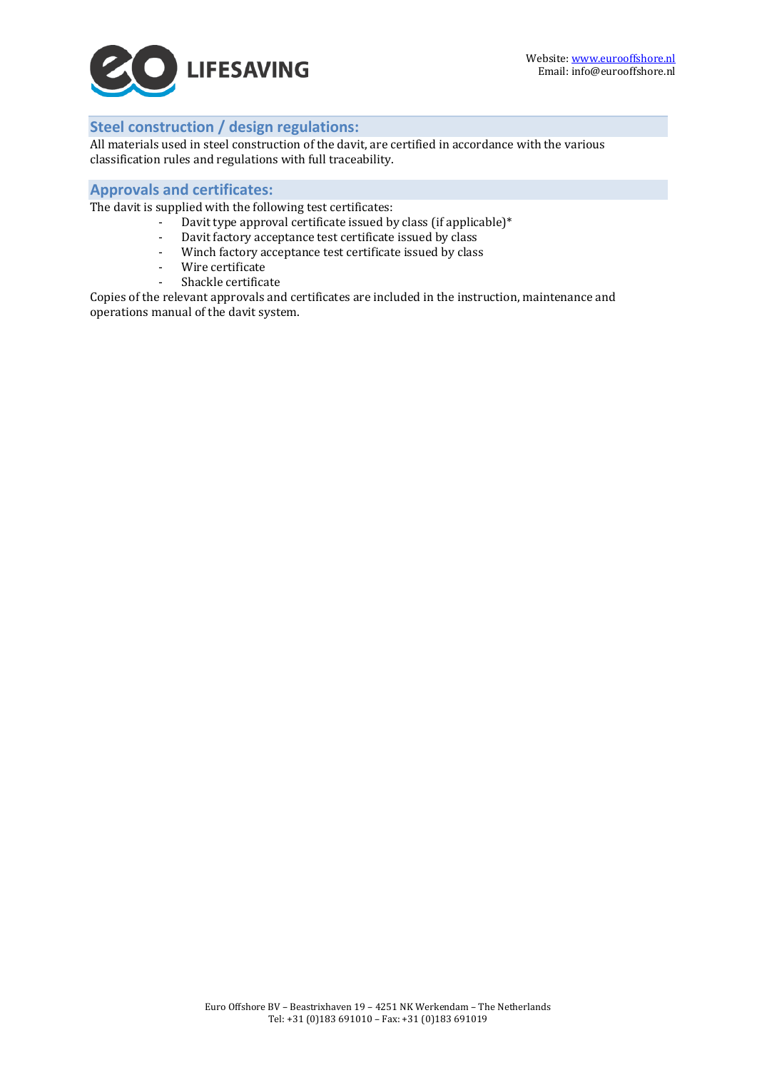## Steel construction / design regulations:

All materials used in steel construction of the davit, are certified in accordance with the various classification rules and regulations with full traceability.

## Approvals and certificates:

The davit is supplied with the following test certificates:

- Davit type approval certificate issued by class (if applicable)*
- Davit factory acceptance test certificate issued by class
- Winch factory acceptance test certificate issued by class
- Wire certificate
- Shackle certificate

Copies of the relevant approvals and certificates are included in the instruction, maintenance and operations manual of the davit system.